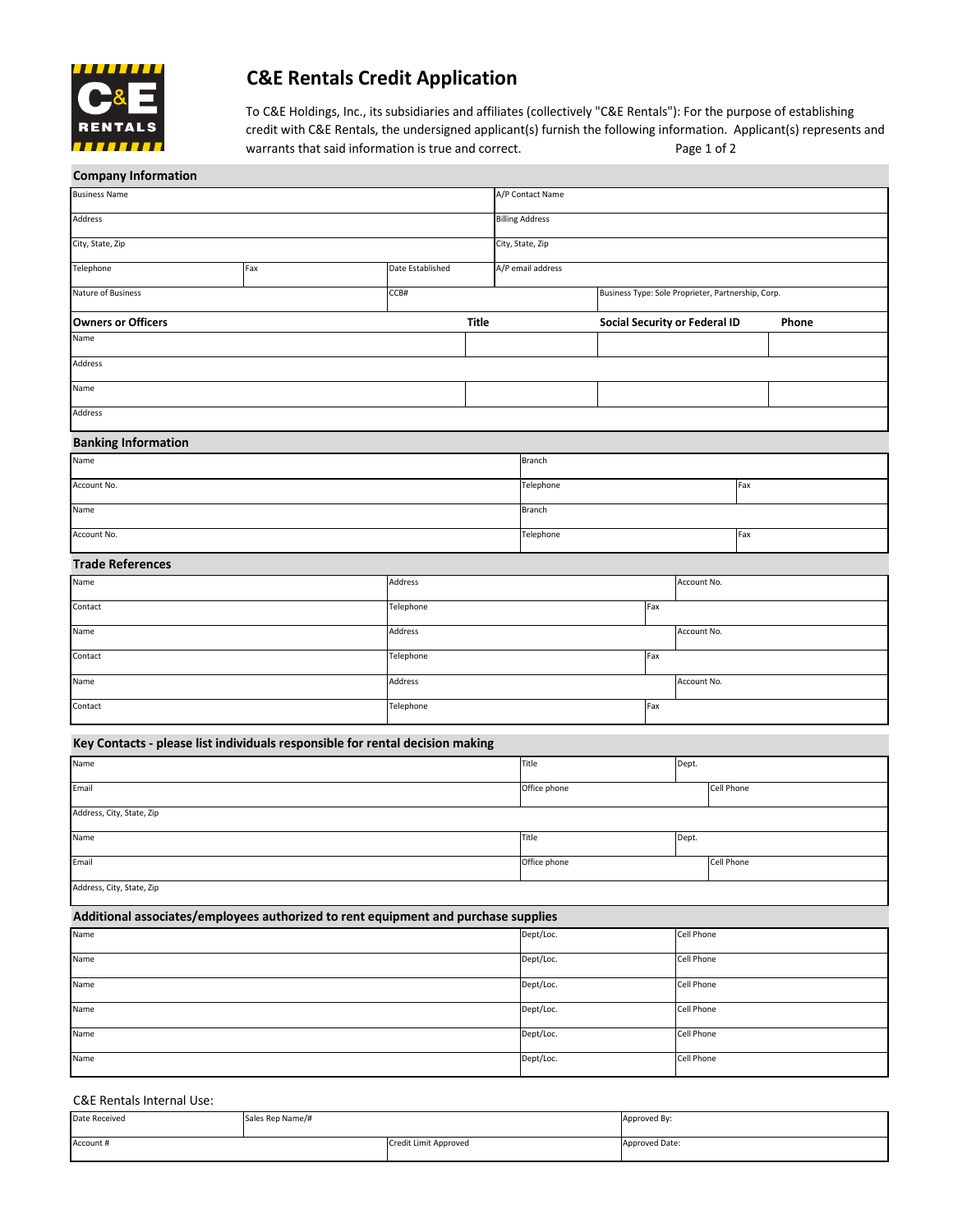# C&E Rentals Credit Application

To C&E Holdings, Inc., its subsidiaries and affiliates (collectively "C&E Rentals"): For the purpose of establishing credit with C&E Rentals, the undersigned applicant(s) furnish the following information. Applicant(s) represents and warrants that said information is true and correct.

## Company Information

| | | | |
|---|---|---|---|
| Business Name | | A/P Contact Name | |
| Address | | Billing Address | |
| City, State, Zip | | City, State, Zip | |
| Telephone | Fax | Date Established | A/P email address |
| Nature of Business | CCB# | | Business Type: Sole Proprieter, Partnership, Corp. |

| Owners or Officers | Title | Social Security or Federal ID | Phone |
|---|---|---|---|
| Name | | | |
| Address | | | |
| Name | | | |
| Address | | | |

## Banking Information

| | | |
|---|---|---|
| Name | Branch | |
| Account No. | Telephone | Fax |
| Name | Branch | |
| Account No. | Telephone | Fax |

## Trade References

| | | |
|---|---|---|
| Name | Address | Account No. |
| Contact | Telephone | Fax |
| Name | Address | Account No. |
| Contact | Telephone | Fax |
| Name | Address | Account No. |
| Contact | Telephone | Fax |

## Key Contacts - please list individuals responsible for rental decision making

| | | |
|---|---|---|
| Name | Title | Dept. |
| Email | Office phone | Cell Phone |
| Address, City, State, Zip | | |
| Name | Title | Dept. |
| Email | Office phone | Cell Phone |
| Address, City, State, Zip | | |

## Additional associates/employees authorized to rent equipment and purchase supplies

| | | |
|---|---|---|
| Name | Dept/Loc. | Cell Phone |
| Name | Dept/Loc. | Cell Phone |
| Name | Dept/Loc. | Cell Phone |
| Name | Dept/Loc. | Cell Phone |
| Name | Dept/Loc. | Cell Phone |
| Name | Dept/Loc. | Cell Phone |

C&E Rentals Internal Use:

| | | |
|---|---|---|
| Date Received | Sales Rep Name/# | Approved By: |
| Account # | Credit Limit Approved | Approved Date: |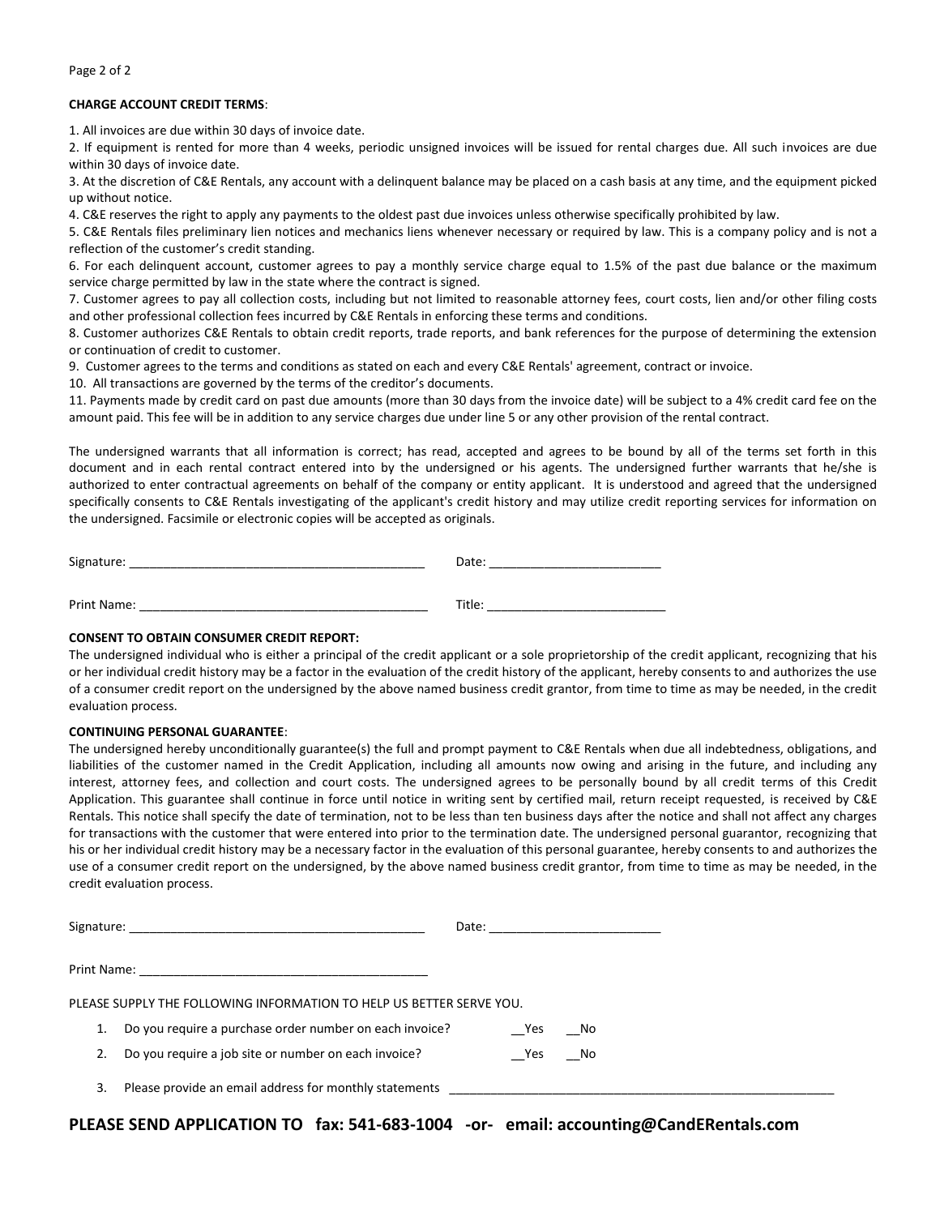**CHARGE ACCOUNT CREDIT TERMS**:

1. All invoices are due within 30 days of invoice date.
2. If equipment is rented for more than 4 weeks, periodic unsigned invoices will be issued for rental charges due. All such invoices are due within 30 days of invoice date.
3. At the discretion of C&E Rentals, any account with a delinquent balance may be placed on a cash basis at any time, and the equipment picked up without notice.
4. C&E reserves the right to apply any payments to the oldest past due invoices unless otherwise specifically prohibited by law.
5. C&E Rentals files preliminary lien notices and mechanics liens whenever necessary or required by law. This is a company policy and is not a reflection of the customer's credit standing.
6. For each delinquent account, customer agrees to pay a monthly service charge equal to 1.5% of the past due balance or the maximum service charge permitted by law in the state where the contract is signed.
7. Customer agrees to pay all collection costs, including but not limited to reasonable attorney fees, court costs, lien and/or other filing costs and other professional collection fees incurred by C&E Rentals in enforcing these terms and conditions.
8. Customer authorizes C&E Rentals to obtain credit reports, trade reports, and bank references for the purpose of determining the extension or continuation of credit to customer.
9. Customer agrees to the terms and conditions as stated on each and every C&E Rentals' agreement, contract or invoice.
10. All transactions are governed by the terms of the creditor's documents.
11. Payments made by credit card on past due amounts (more than 30 days from the invoice date) will be subject to a 4% credit card fee on the amount paid. This fee will be in addition to any service charges due under line 5 or any other provision of the rental contract.

The undersigned warrants that all information is correct; has read, accepted and agrees to be bound by all of the terms set forth in this document and in each rental contract entered into by the undersigned or his agents. The undersigned further warrants that he/she is authorized to enter contractual agreements on behalf of the company or entity applicant. It is understood and agreed that the undersigned specifically consents to C&E Rentals investigating of the applicant's credit history and may utilize credit reporting services for information on the undersigned. Facsimile or electronic copies will be accepted as originals.

Signature: ___________________________________________ Date: _________________________

Print Name: __________________________________________ Title: __________________________

**CONSENT TO OBTAIN CONSUMER CREDIT REPORT:**

The undersigned individual who is either a principal of the credit applicant or a sole proprietorship of the credit applicant, recognizing that his or her individual credit history may be a factor in the evaluation of the credit history of the applicant, hereby consents to and authorizes the use of a consumer credit report on the undersigned by the above named business credit grantor, from time to time as may be needed, in the credit evaluation process.

**CONTINUING PERSONAL GUARANTEE**:

The undersigned hereby unconditionally guarantee(s) the full and prompt payment to C&E Rentals when due all indebtedness, obligations, and liabilities of the customer named in the Credit Application, including all amounts now owing and arising in the future, and including any interest, attorney fees, and collection and court costs. The undersigned agrees to be personally bound by all credit terms of this Credit Application. This guarantee shall continue in force until notice in writing sent by certified mail, return receipt requested, is received by C&E Rentals. This notice shall specify the date of termination, not to be less than ten business days after the notice and shall not affect any charges for transactions with the customer that were entered into prior to the termination date. The undersigned personal guarantor, recognizing that his or her individual credit history may be a necessary factor in the evaluation of this personal guarantee, hereby consents to and authorizes the use of a consumer credit report on the undersigned, by the above named business credit grantor, from time to time as may be needed, in the credit evaluation process.

Signature: ___________________________________________ Date: _________________________

Print Name: __________________________________________

PLEASE SUPPLY THE FOLLOWING INFORMATION TO HELP US BETTER SERVE YOU.

1. Do you require a purchase order number on each invoice? __Yes __No
2. Do you require a job site or number on each invoice? __Yes __No
3. Please provide an email address for monthly statements ________________________________________________________

**PLEASE SEND APPLICATION TO fax: 541-683-1004 -or- email: accounting@CandERentals.com**